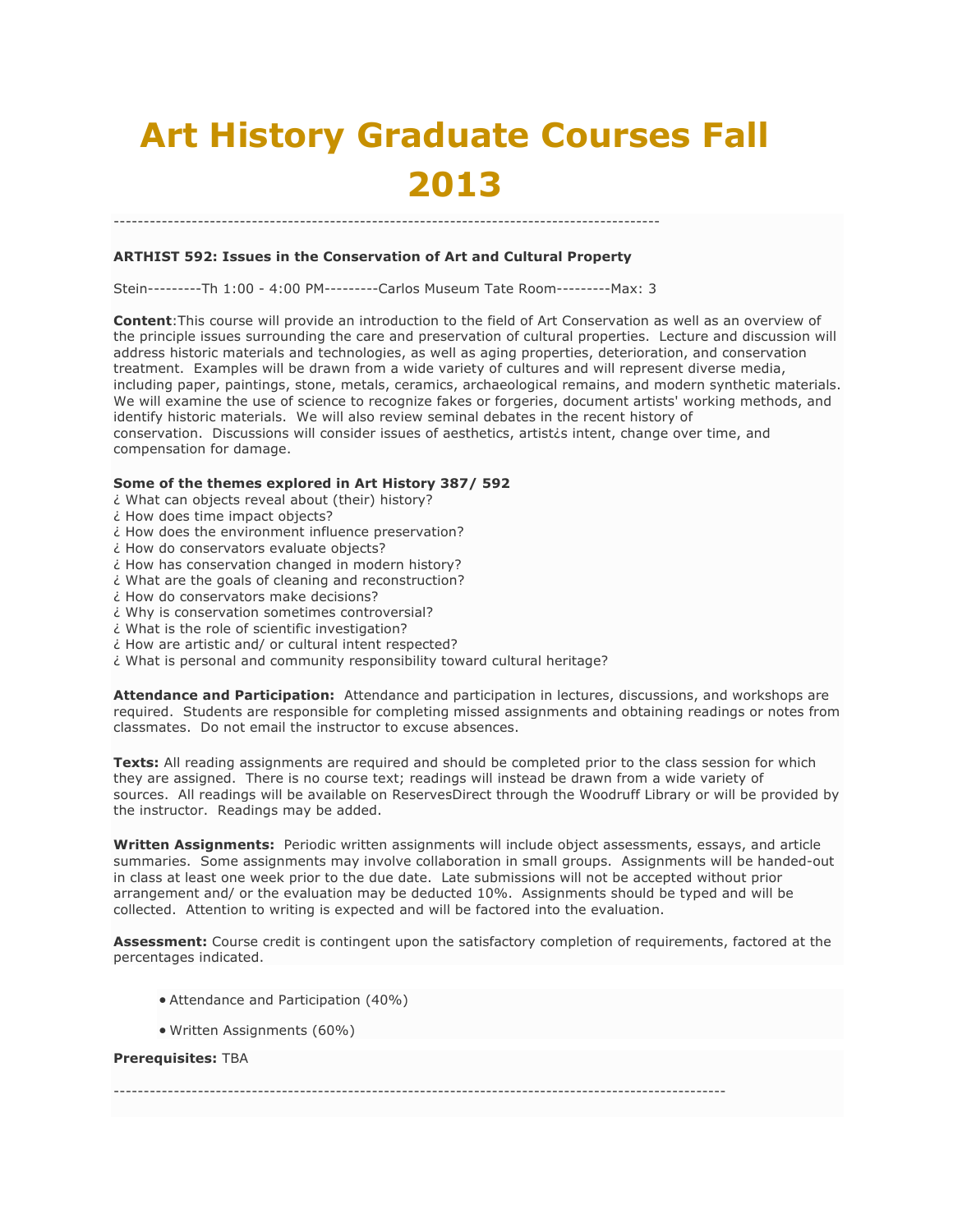# Art History Graduate Courses Fall 2013

---

**ARTHIST 592: Issues in the Conservation of Art and Cultural Property**

Stein---------Th 1:00 - 4:00 PM---------Carlos Museum Tate Room---------Max: 3

**Content**:This course will provide an introduction to the field of Art Conservation as well as an overview of the principle issues surrounding the care and preservation of cultural properties. Lecture and discussion will address historic materials and technologies, as well as aging properties, deterioration, and conservation treatment. Examples will be drawn from a wide variety of cultures and will represent diverse media, including paper, paintings, stone, metals, ceramics, archaeological remains, and modern synthetic materials. We will examine the use of science to recognize fakes or forgeries, document artists' working methods, and identify historic materials. We will also review seminal debates in the recent history of conservation. Discussions will consider issues of aesthetics, artist¿s intent, change over time, and compensation for damage.

**Some of the themes explored in Art History 387/ 592**

¿ What can objects reveal about (their) history?
¿ How does time impact objects?
¿ How does the environment influence preservation?
¿ How do conservators evaluate objects?
¿ How has conservation changed in modern history?
¿ What are the goals of cleaning and reconstruction?
¿ How do conservators make decisions?
¿ Why is conservation sometimes controversial?
¿ What is the role of scientific investigation?
¿ How are artistic and/ or cultural intent respected?
¿ What is personal and community responsibility toward cultural heritage?

**Attendance and Participation:** Attendance and participation in lectures, discussions, and workshops are required. Students are responsible for completing missed assignments and obtaining readings or notes from classmates. Do not email the instructor to excuse absences.

**Texts:** All reading assignments are required and should be completed prior to the class session for which they are assigned. There is no course text; readings will instead be drawn from a wide variety of sources. All readings will be available on ReservesDirect through the Woodruff Library or will be provided by the instructor. Readings may be added.

**Written Assignments:** Periodic written assignments will include object assessments, essays, and article summaries. Some assignments may involve collaboration in small groups. Assignments will be handed-out in class at least one week prior to the due date. Late submissions will not be accepted without prior arrangement and/ or the evaluation may be deducted 10%. Assignments should be typed and will be collected. Attention to writing is expected and will be factored into the evaluation.

**Assessment:** Course credit is contingent upon the satisfactory completion of requirements, factored at the percentages indicated.

- Attendance and Participation (40%)
- Written Assignments (60%)

**Prerequisites:** TBA

---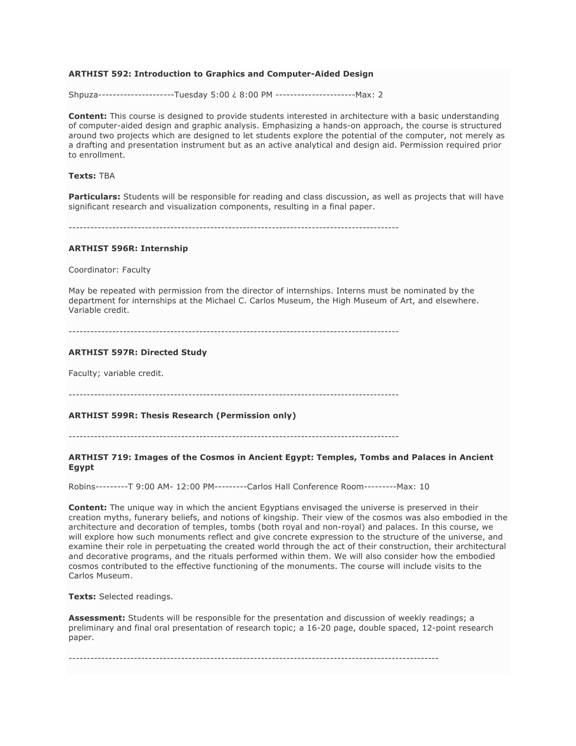**ARTHIST 592: Introduction to Graphics and Computer-Aided Design**

Shpuza---------------------Tuesday 5:00 ¿ 8:00 PM ----------------------Max: 2

**Content:** This course is designed to provide students interested in architecture with a basic understanding of computer-aided design and graphic analysis. Emphasizing a hands-on approach, the course is structured around two projects which are designed to let students explore the potential of the computer, not merely as a drafting and presentation instrument but as an active analytical and design aid. Permission required prior to enrollment.

**Texts:** TBA

**Particulars:** Students will be responsible for reading and class discussion, as well as projects that will have significant research and visualization components, resulting in a final paper.

------------------------------------------------------------------------------------------

**ARTHIST 596R: Internship**

Coordinator: Faculty

May be repeated with permission from the director of internships. Interns must be nominated by the department for internships at the Michael C. Carlos Museum, the High Museum of Art, and elsewhere. Variable credit.

------------------------------------------------------------------------------------------

**ARTHIST 597R: Directed Study**

Faculty; variable credit.

------------------------------------------------------------------------------------------

**ARTHIST 599R: Thesis Research (Permission only)**

------------------------------------------------------------------------------------------

**ARTHIST 719: Images of the Cosmos in Ancient Egypt: Temples, Tombs and Palaces in Ancient Egypt**

Robins---------T 9:00 AM- 12:00 PM---------Carlos Hall Conference Room---------Max: 10

**Content:** The unique way in which the ancient Egyptians envisaged the universe is preserved in their creation myths, funerary beliefs, and notions of kingship. Their view of the cosmos was also embodied in the architecture and decoration of temples, tombs (both royal and non-royal) and palaces. In this course, we will explore how such monuments reflect and give concrete expression to the structure of the universe, and examine their role in perpetuating the created world through the act of their construction, their architectural and decorative programs, and the rituals performed within them. We will also consider how the embodied cosmos contributed to the effective functioning of the monuments. The course will include visits to the Carlos Museum.

**Texts:** Selected readings.

**Assessment:** Students will be responsible for the presentation and discussion of weekly readings; a preliminary and final oral presentation of research topic; a 16-20 page, double spaced, 12-point research paper.

----------------------------------------------------------------------------------------------------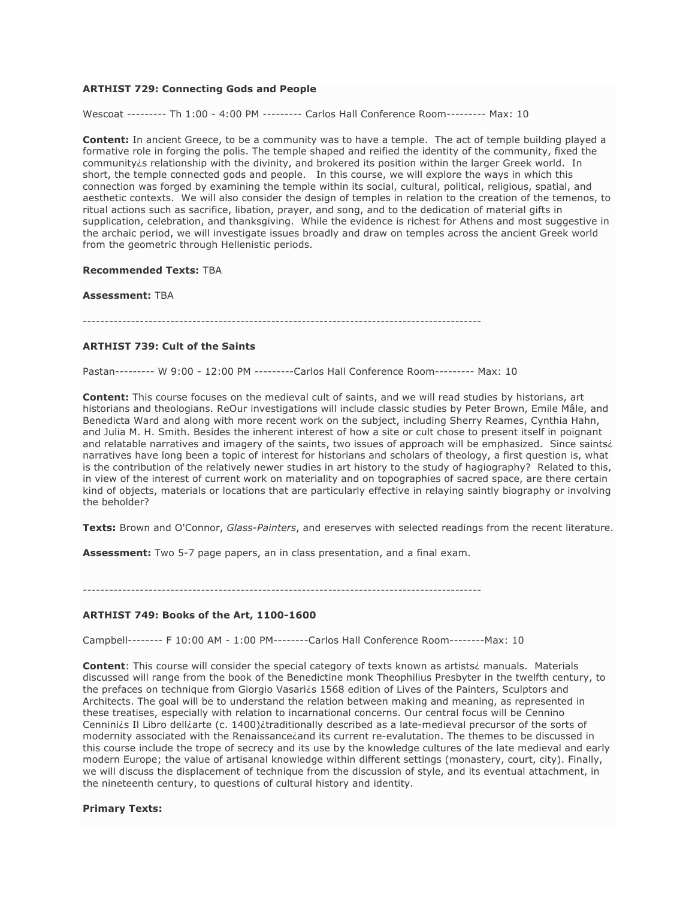**ARTHIST 729: Connecting Gods and People**

Wescoat --------- Th 1:00 - 4:00 PM --------- Carlos Hall Conference Room--------- Max: 10

**Content:** In ancient Greece, to be a community was to have a temple. The act of temple building played a formative role in forging the polis. The temple shaped and reified the identity of the community, fixed the community¿s relationship with the divinity, and brokered its position within the larger Greek world. In short, the temple connected gods and people. In this course, we will explore the ways in which this connection was forged by examining the temple within its social, cultural, political, religious, spatial, and aesthetic contexts. We will also consider the design of temples in relation to the creation of the temenos, to ritual actions such as sacrifice, libation, prayer, and song, and to the dedication of material gifts in supplication, celebration, and thanksgiving. While the evidence is richest for Athens and most suggestive in the archaic period, we will investigate issues broadly and draw on temples across the ancient Greek world from the geometric through Hellenistic periods.

**Recommended Texts:** TBA

**Assessment:** TBA

------------------------------------------------------------------------------------------

**ARTHIST 739: Cult of the Saints**

Pastan--------- W 9:00 - 12:00 PM ---------Carlos Hall Conference Room--------- Max: 10

**Content:** This course focuses on the medieval cult of saints, and we will read studies by historians, art historians and theologians. ReOur investigations will include classic studies by Peter Brown, Emile Mâle, and Benedicta Ward and along with more recent work on the subject, including Sherry Reames, Cynthia Hahn, and Julia M. H. Smith. Besides the inherent interest of how a site or cult chose to present itself in poignant and relatable narratives and imagery of the saints, two issues of approach will be emphasized. Since saints¿ narratives have long been a topic of interest for historians and scholars of theology, a first question is, what is the contribution of the relatively newer studies in art history to the study of hagiography? Related to this, in view of the interest of current work on materiality and on topographies of sacred space, are there certain kind of objects, materials or locations that are particularly effective in relaying saintly biography or involving the beholder?

**Texts:** Brown and O'Connor, *Glass-Painters*, and ereserves with selected readings from the recent literature.

**Assessment:** Two 5-7 page papers, an in class presentation, and a final exam.

------------------------------------------------------------------------------------------

**ARTHIST 749: Books of the Art, 1100-1600**

Campbell-------- F 10:00 AM - 1:00 PM--------Carlos Hall Conference Room--------Max: 10

**Content**: This course will consider the special category of texts known as artists¿ manuals. Materials discussed will range from the book of the Benedictine monk Theophilius Presbyter in the twelfth century, to the prefaces on technique from Giorgio Vasari¿s 1568 edition of Lives of the Painters, Sculptors and Architects. The goal will be to understand the relation between making and meaning, as represented in these treatises, especially with relation to incarnational concerns. Our central focus will be Cennino Cennini¿s Il Libro dell¿arte (c. 1400)¿traditionally described as a late-medieval precursor of the sorts of modernity associated with the Renaissance¿and its current re-evalutation. The themes to be discussed in this course include the trope of secrecy and its use by the knowledge cultures of the late medieval and early modern Europe; the value of artisanal knowledge within different settings (monastery, court, city). Finally, we will discuss the displacement of technique from the discussion of style, and its eventual attachment, in the nineteenth century, to questions of cultural history and identity.

**Primary Texts:**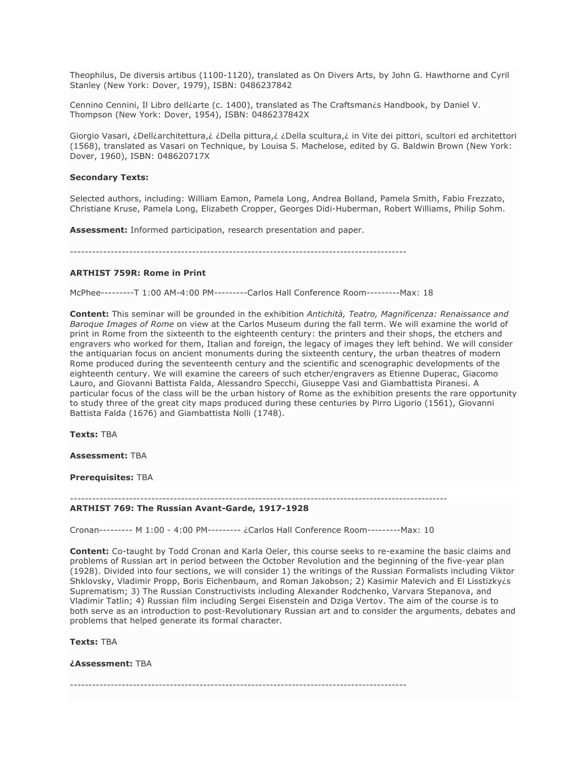Theophilus, De diversis artibus (1100-1120), translated as On Divers Arts, by John G. Hawthorne and Cyril Stanley (New York: Dover, 1979), ISBN: 0486237842

Cennino Cennini, Il Libro dell¿arte (c. 1400), translated as The Craftsman¿s Handbook, by Daniel V. Thompson (New York: Dover, 1954), ISBN: 0486237842X

Giorgio Vasari, ¿Dell¿architettura,¿ ¿Della pittura,¿ ¿Della scultura,¿ in Vite dei pittori, scultori ed architettori (1568), translated as Vasari on Technique, by Louisa S. Machelose, edited by G. Baldwin Brown (New York: Dover, 1960), ISBN: 048620717X

**Secondary Texts:**

Selected authors, including: William Eamon, Pamela Long, Andrea Bolland, Pamela Smith, Fabio Frezzato, Christiane Kruse, Pamela Long, Elizabeth Cropper, Georges Didi-Huberman, Robert Williams, Philip Sohm.

**Assessment:** Informed participation, research presentation and paper.

------------------------------------------------------------------------------------------

**ARTHIST 759R: Rome in Print**

McPhee---------T 1:00 AM-4:00 PM---------Carlos Hall Conference Room---------Max: 18

**Content:** This seminar will be grounded in the exhibition *Antichità, Teatro, Magnificenza: Renaissance and Baroque Images of Rome* on view at the Carlos Museum during the fall term. We will examine the world of print in Rome from the sixteenth to the eighteenth century: the printers and their shops, the etchers and engravers who worked for them, Italian and foreign, the legacy of images they left behind. We will consider the antiquarian focus on ancient monuments during the sixteenth century, the urban theatres of modern Rome produced during the seventeenth century and the scientific and scenographic developments of the eighteenth century. We will examine the careers of such etcher/engravers as Etienne Duperac, Giacomo Lauro, and Giovanni Battista Falda, Alessandro Specchi, Giuseppe Vasi and Giambattista Piranesi. A particular focus of the class will be the urban history of Rome as the exhibition presents the rare opportunity to study three of the great city maps produced during these centuries by Pirro Ligorio (1561), Giovanni Battista Falda (1676) and Giambattista Nolli (1748).

**Texts:** TBA

**Assessment:** TBA

**Prerequisites:** TBA

----------------------------------------------------------------------------------------------------

**ARTHIST 769: The Russian Avant-Garde, 1917-1928**

Cronan--------- M 1:00 - 4:00 PM--------- ¿Carlos Hall Conference Room---------Max: 10

**Content:** Co-taught by Todd Cronan and Karla Oeler, this course seeks to re-examine the basic claims and problems of Russian art in period between the October Revolution and the beginning of the five-year plan (1928). Divided into four sections, we will consider 1) the writings of the Russian Formalists including Viktor Shklovsky, Vladimir Propp, Boris Eichenbaum, and Roman Jakobson; 2) Kasimir Malevich and El Lisstizky¿s Suprematism; 3) The Russian Constructivists including Alexander Rodchenko, Varvara Stepanova, and Vladimir Tatlin; 4) Russian film including Sergei Eisenstein and Dziga Vertov. The aim of the course is to both serve as an introduction to post-Revolutionary Russian art and to consider the arguments, debates and problems that helped generate its formal character.

**Texts:** TBA

**¿Assessment:** TBA

------------------------------------------------------------------------------------------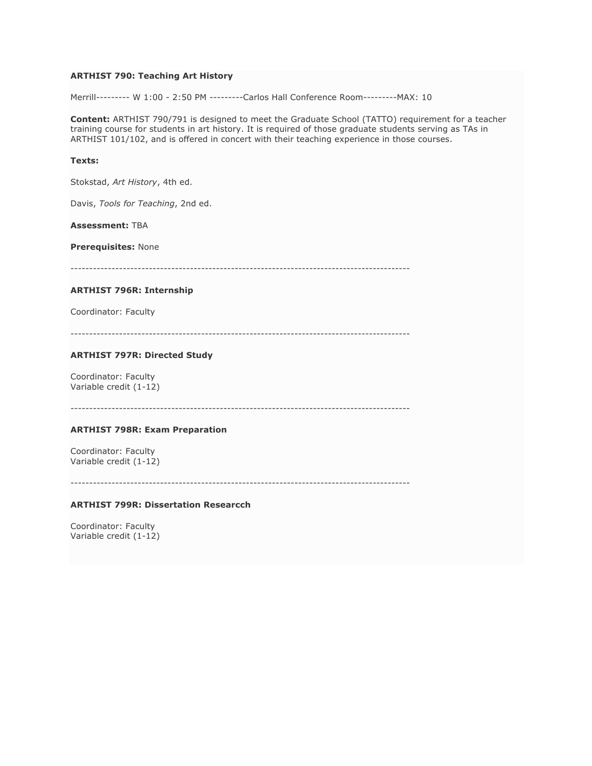**ARTHIST 790: Teaching Art History**

Merrill--------- W 1:00 - 2:50 PM ---------Carlos Hall Conference Room---------MAX: 10

**Content:** ARTHIST 790/791 is designed to meet the Graduate School (TATTO) requirement for a teacher training course for students in art history. It is required of those graduate students serving as TAs in ARTHIST 101/102, and is offered in concert with their teaching experience in those courses.

**Texts:**

Stokstad, *Art History*, 4th ed.

Davis, *Tools for Teaching*, 2nd ed.

**Assessment:** TBA

**Prerequisites:** None

------------------------------------------------------------------------------------------

**ARTHIST 796R: Internship**

Coordinator: Faculty

------------------------------------------------------------------------------------------

**ARTHIST 797R: Directed Study**

Coordinator: Faculty
Variable credit (1-12)

------------------------------------------------------------------------------------------

**ARTHIST 798R: Exam Preparation**

Coordinator: Faculty
Variable credit (1-12)

------------------------------------------------------------------------------------------

**ARTHIST 799R: Dissertation Researcch**

Coordinator: Faculty
Variable credit (1-12)